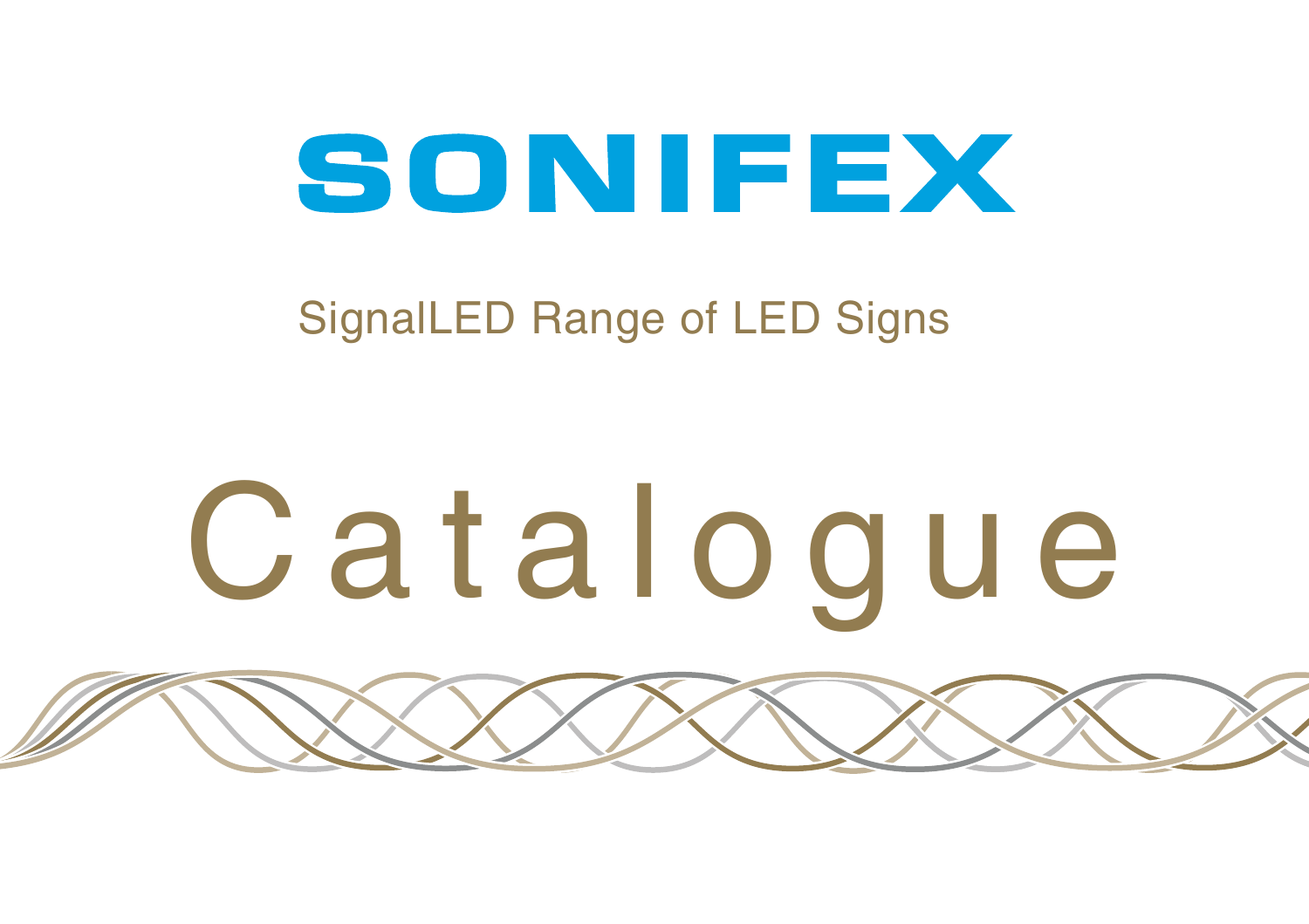# SONIFEX

## SignalLED Range of LED Signs

# Catalogue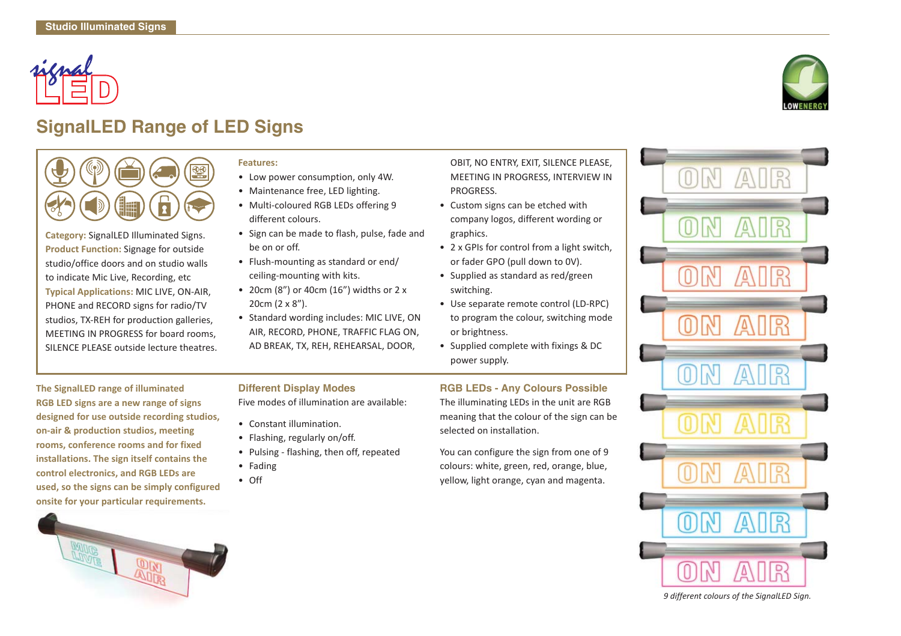Studio Illuminated Signs

# SignalLED Range of LED Signs

**Category:** SignalLED Illuminated Signs.
**Product Function:** Signage for outside studio/office doors and on studio walls to indicate Mic Live, Recording, etc
**Typical Applications:** MIC LIVE, ON-AIR, PHONE and RECORD signs for radio/TV studios, TX-REH for production galleries, MEETING IN PROGRESS for board rooms, SILENCE PLEASE outside lecture theatres.

**Features:**

- Low power consumption, only 4W.
- Maintenance free, LED lighting.
- Multi-coloured RGB LEDs offering 9 different colours.
- Sign can be made to flash, pulse, fade and be on or off.
- Flush-mounting as standard or end/ceiling-mounting with kits.
- 20cm (8") or 40cm (16") widths or 2 x 20cm (2 x 8").
- Standard wording includes: MIC LIVE, ON AIR, RECORD, PHONE, TRAFFIC FLAG ON, AD BREAK, TX, REH, REHEARSAL, DOOR, OBIT, NO ENTRY, EXIT, SILENCE PLEASE, MEETING IN PROGRESS, INTERVIEW IN PROGRESS.
- Custom signs can be etched with company logos, different wording or graphics.
- 2 x GPIs for control from a light switch, or fader GPO (pull down to 0V).
- Supplied as standard as red/green switching.
- Use separate remote control (LD-RPC) to program the colour, switching mode or brightness.
- Supplied complete with fixings & DC power supply.

**The SignalLED range of illuminated RGB LED signs are a new range of signs designed for use outside recording studios, on-air & production studios, meeting rooms, conference rooms and for fixed installations. The sign itself contains the control electronics, and RGB LEDs are used, so the signs can be simply configured onsite for your particular requirements.**

## Different Display Modes

Five modes of illumination are available:

- Constant illumination.
- Flashing, regularly on/off.
- Pulsing - flashing, then off, repeated
- Fading
- Off

## RGB LEDs - Any Colours Possible

The illuminating LEDs in the unit are RGB meaning that the colour of the sign can be selected on installation.

You can configure the sign from one of 9 colours: white, green, red, orange, blue, yellow, light orange, cyan and magenta.

*9 different colours of the SignalLED Sign.*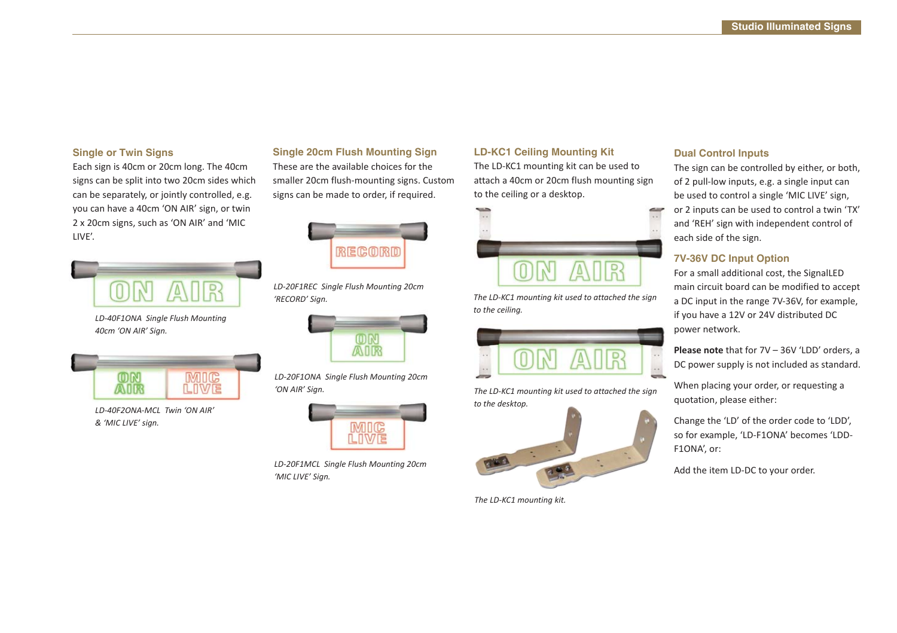## Single or Twin Signs

Each sign is 40cm or 20cm long. The 40cm signs can be split into two 20cm sides which can be separately, or jointly controlled, e.g. you can have a 40cm 'ON AIR' sign, or twin 2 x 20cm signs, such as 'ON AIR' and 'MIC LIVE'.

*LD-40F1ONA Single Flush Mounting 40cm 'ON AIR' Sign.*

*LD-40F2ONA-MCL Twin 'ON AIR' & 'MIC LIVE' sign.*

## Single 20cm Flush Mounting Sign

These are the available choices for the smaller 20cm flush-mounting signs. Custom signs can be made to order, if required.

*LD-20F1REC Single Flush Mounting 20cm 'RECORD' Sign.*

*LD-20F1ONA Single Flush Mounting 20cm 'ON AIR' Sign.*

*LD-20F1MCL Single Flush Mounting 20cm 'MIC LIVE' Sign.*

## LD-KC1 Ceiling Mounting Kit

The LD-KC1 mounting kit can be used to attach a 40cm or 20cm flush mounting sign to the ceiling or a desktop.

*The LD-KC1 mounting kit used to attached the sign to the ceiling.*

*The LD-KC1 mounting kit used to attached the sign to the desktop.*

*The LD-KC1 mounting kit.*

## Dual Control Inputs

The sign can be controlled by either, or both, of 2 pull-low inputs, e.g. a single input can be used to control a single 'MIC LIVE' sign, or 2 inputs can be used to control a twin 'TX' and 'REH' sign with independent control of each side of the sign.

## 7V-36V DC Input Option

For a small additional cost, the SignalLED main circuit board can be modified to accept a DC input in the range 7V-36V, for example, if you have a 12V or 24V distributed DC power network.

**Please note** that for 7V – 36V 'LDD' orders, a DC power supply is not included as standard.

When placing your order, or requesting a quotation, please either:

Change the 'LD' of the order code to 'LDD', so for example, 'LD-F1ONA' becomes 'LDD-F1ONA', or:

Add the item LD-DC to your order.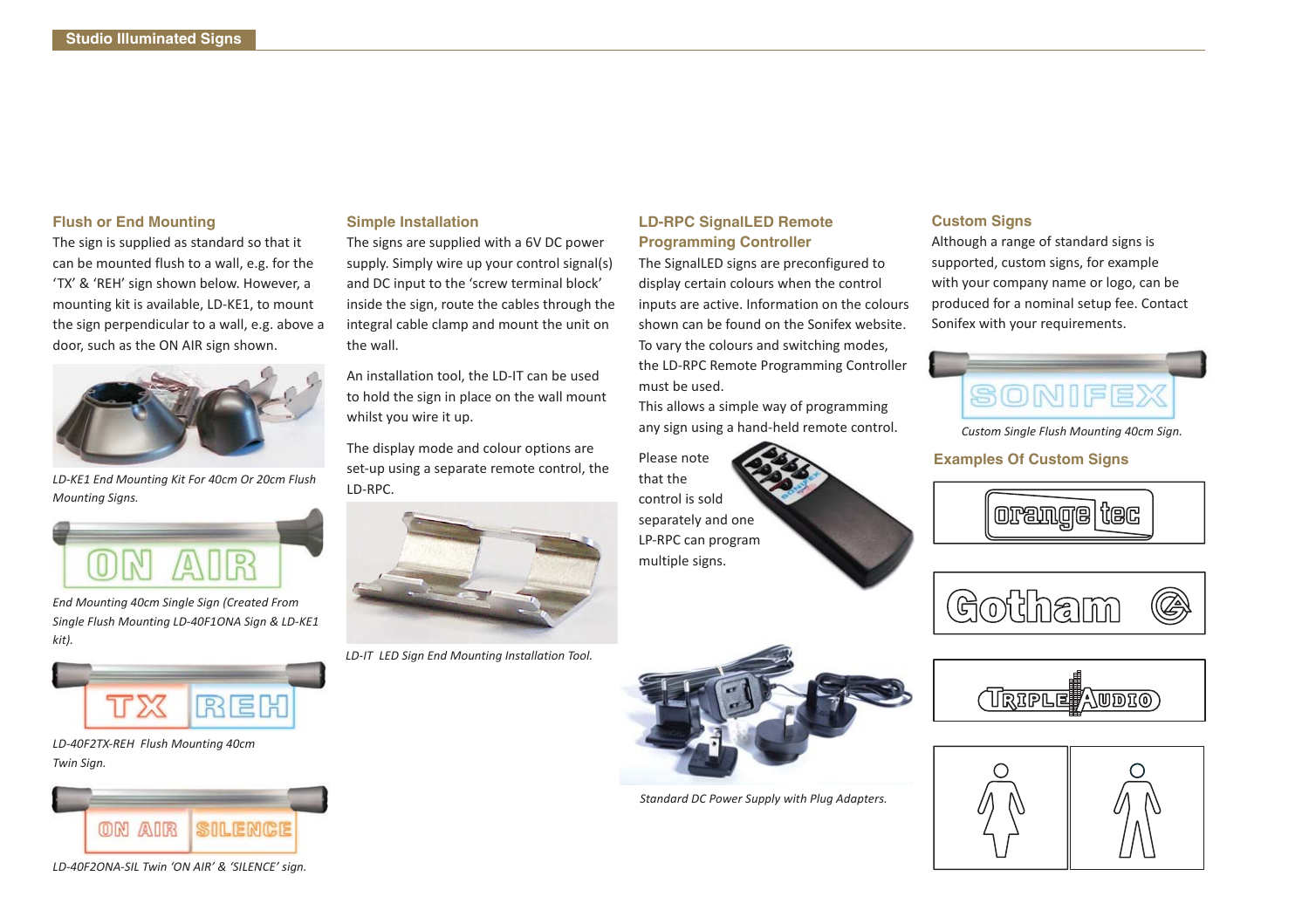## Flush or End Mounting

The sign is supplied as standard so that it can be mounted flush to a wall, e.g. for the 'TX' & 'REH' sign shown below. However, a mounting kit is available, LD-KE1, to mount the sign perpendicular to a wall, e.g. above a door, such as the ON AIR sign shown.

*LD-KE1 End Mounting Kit For 40cm Or 20cm Flush Mounting Signs.*

*End Mounting 40cm Single Sign (Created From Single Flush Mounting LD-40F1ONA Sign & LD-KE1 kit).*

*LD-40F2TX-REH Flush Mounting 40cm Twin Sign.*

*LD-40F2ONA-SIL Twin 'ON AIR' & 'SILENCE' sign.*

## Simple Installation

The signs are supplied with a 6V DC power supply. Simply wire up your control signal(s) and DC input to the 'screw terminal block' inside the sign, route the cables through the integral cable clamp and mount the unit on the wall.

An installation tool, the LD-IT can be used to hold the sign in place on the wall mount whilst you wire it up.

The display mode and colour options are set-up using a separate remote control, the LD-RPC.

*LD-IT LED Sign End Mounting Installation Tool.*

## LD-RPC SignalLED Remote Programming Controller

The SignalLED signs are preconfigured to display certain colours when the control inputs are active. Information on the colours shown can be found on the Sonifex website. To vary the colours and switching modes, the LD-RPC Remote Programming Controller must be used.

This allows a simple way of programming any sign using a hand-held remote control.

Please note that the control is sold separately and one LP-RPC can program multiple signs.

*Standard DC Power Supply with Plug Adapters.*

## Custom Signs

Although a range of standard signs is supported, custom signs, for example with your company name or logo, can be produced for a nominal setup fee. Contact Sonifex with your requirements.

*Custom Single Flush Mounting 40cm Sign.*

## Examples Of Custom Signs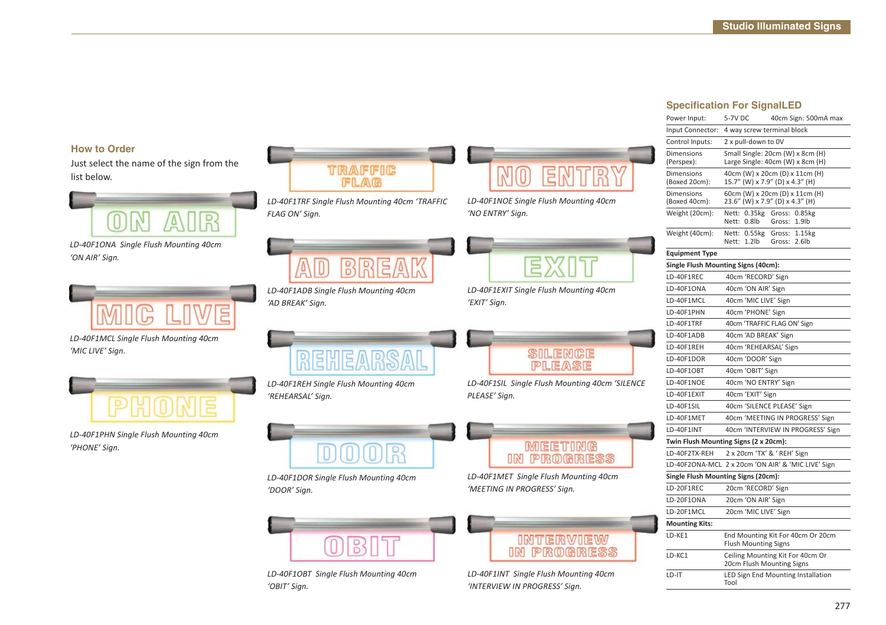## How to Order

Just select the name of the sign from the list below.

*LD-40F1ONA Single Flush Mounting 40cm 'ON AIR' Sign.*

*LD-40F1MCL Single Flush Mounting 40cm 'MIC LIVE' Sign.*

*LD-40F1PHN Single Flush Mounting 40cm 'PHONE' Sign.*

*LD-40F1TRF Single Flush Mounting 40cm 'TRAFFIC FLAG ON' Sign.*

*LD-40F1ADB Single Flush Mounting 40cm 'AD BREAK' Sign.*

*LD-40F1REH Single Flush Mounting 40cm 'REHEARSAL' Sign.*

*LD-40F1DOR Single Flush Mounting 40cm 'DOOR' Sign.*

*LD-40F1OBT Single Flush Mounting 40cm 'OBIT' Sign.*

*LD-40F1NOE Single Flush Mounting 40cm 'NO ENTRY' Sign.*

*LD-40F1EXIT Single Flush Mounting 40cm 'EXIT' Sign.*

*LD-40F1SIL Single Flush Mounting 40cm 'SILENCE PLEASE' Sign.*

*LD-40F1MET Single Flush Mounting 40cm 'MEETING IN PROGRESS' Sign.*

*LD-40F1INT Single Flush Mounting 40cm 'INTERVIEW IN PROGRESS' Sign.*

## Specification For SignalLED

| | |
|---|---|
| Power Input: | 5-7V DC 40cm Sign: 500mA max |
| Input Connector: | 4 way screw terminal block |
| Control Inputs: | 2 x pull-down to 0V |
| Dimensions (Perspex): | Small Single: 20cm (W) x 8cm (H)<br>Large Single: 40cm (W) x 8cm (H) |
| Dimensions (Boxed 20cm): | 40cm (W) x 20cm (D) x 11cm (H)<br>15.7" (W) x 7.9" (D) x 4.3" (H) |
| Dimensions (Boxed 40cm): | 60cm (W) x 20cm (D) x 11cm (H)<br>23.6" (W) x 7.9" (D) x 4.3" (H) |
| Weight (20cm): | Nett: 0.35kg Gross: 0.85kg<br>Nett: 0.8lb Gross: 1.9lb |
| Weight (40cm): | Nett: 0.55kg Gross: 1.15kg<br>Nett: 1.2lb Gross: 2.6lb |
| **Equipment Type** | |
| **Single Flush Mounting Signs (40cm):** | |
| LD-40F1REC | 40cm 'RECORD' Sign |
| LD-40F1ONA | 40cm 'ON AIR' Sign |
| LD-40F1MCL | 40cm 'MIC LIVE' Sign |
| LD-40F1PHN | 40cm 'PHONE' Sign |
| LD-40F1TRF | 40cm 'TRAFFIC FLAG ON' Sign |
| LD-40F1ADB | 40cm 'AD BREAK' Sign |
| LD-40F1REH | 40cm 'REHEARSAL' Sign |
| LD-40F1DOR | 40cm 'DOOR' Sign |
| LD-40F1OBT | 40cm 'OBIT' Sign |
| LD-40F1NOE | 40cm 'NO ENTRY' Sign |
| LD-40F1EXIT | 40cm 'EXIT' Sign |
| LD-40F1SIL | 40cm 'SILENCE PLEASE' Sign |
| LD-40F1MET | 40cm 'MEETING IN PROGRESS' Sign |
| LD-40F1INT | 40cm 'INTERVIEW IN PROGRESS' Sign |
| **Twin Flush Mounting Signs (2 x 20cm):** | |
| LD-40F2TX-REH | 2 x 20cm 'TX' & ' REH' Sign |
| LD-40F2ONA-MCL | 2 x 20cm 'ON AIR' & 'MIC LIVE' Sign |
| **Single Flush Mounting Signs (20cm):** | |
| LD-20F1REC | 20cm 'RECORD' Sign |
| LD-20F1ONA | 20cm 'ON AIR' Sign |
| LD-20F1MCL | 20cm 'MIC LIVE' Sign |
| **Mounting Kits:** | |
| LD-KE1 | End Mounting Kit For 40cm Or 20cm Flush Mounting Signs |
| LD-KC1 | Ceiling Mounting Kit For 40cm Or 20cm Flush Mounting Signs |
| LD-IT | LED Sign End Mounting Installation Tool |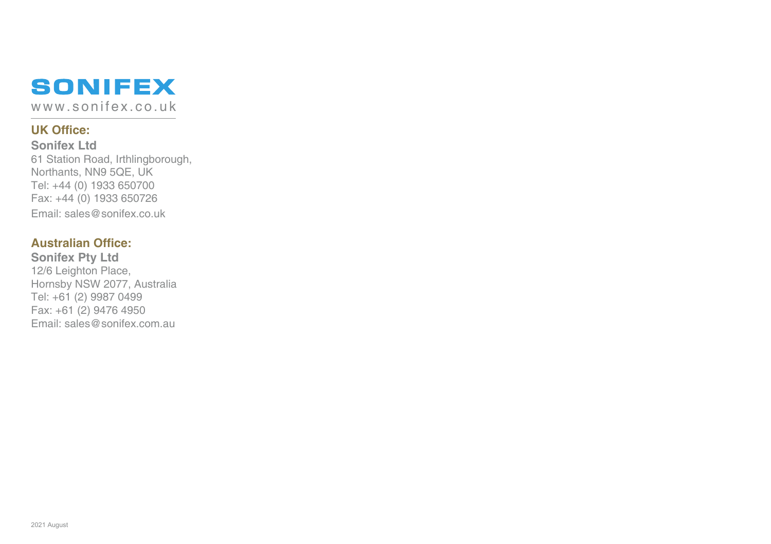**SONIFEX**

www.sonifex.co.uk

**UK Office:**

**Sonifex Ltd**
61 Station Road, Irthlingborough,
Northants, NN9 5QE, UK
Tel: +44 (0) 1933 650700
Fax: +44 (0) 1933 650726
Email: sales@sonifex.co.uk

**Australian Office:**

**Sonifex Pty Ltd**
12/6 Leighton Place,
Hornsby NSW 2077, Australia
Tel: +61 (2) 9987 0499
Fax: +61 (2) 9476 4950
Email: sales@sonifex.com.au

2021 August